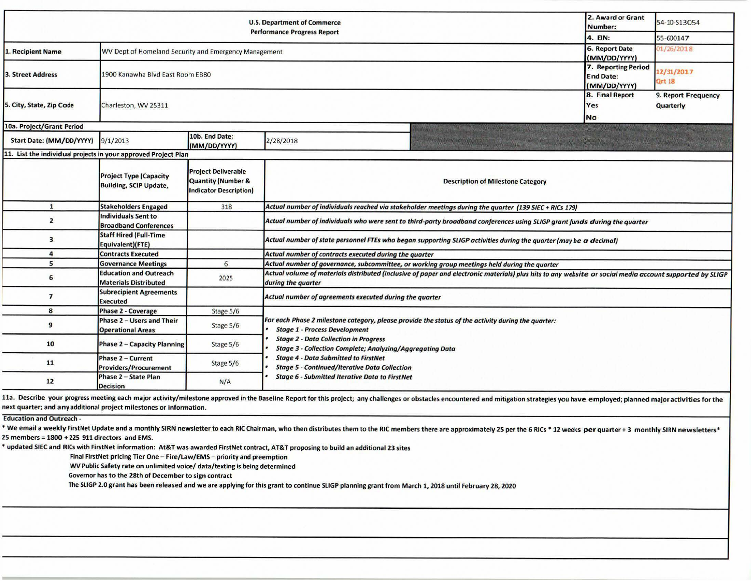| U.S. Department of Commerce Performance Progress Report | | | | 2. Award or Grant Number: | 54-10-S13054 |
|---|---|---|---|---|---|
| | | | | 4. EIN: | 55-600147 |
| 1. Recipient Name | WV Dept of Homeland Security and Emergency Management | | | 6. Report Date (MM/DD/YYYY) | 01/26/2018 |
| 3. Street Address | 1900 Kanawha Blvd East Room EB80 | | | 7. Reporting Period End Date: (MM/DD/YYYY) | 12/31/2017 Qrt 18 |
| 5. City, State, Zip Code | Charleston, WV 25311 | | | 8. Final Report Yes No | 9. Report Frequency Quarterly |
| 10a. Project/Grant Period | | | | | |
| Start Date: (MM/DD/YYYY) | 9/1/2013 | 10b. End Date: (MM/DD/YYYY) | 2/28/2018 | | |

**11. List the individual projects in your approved Project Plan**

| | Project Type (Capacity Building, SCIP Update, | Project Deliverable Quantity (Number & Indicator Description) | Description of Milestone Category |
|---|---|---|---|
| 1 | Stakeholders Engaged | 318 | *Actual number of individuals reached via stakeholder meetings during the quarter (139 SIEC + RICs 179)* |
| 2 | Individuals Sent to Broadband Conferences | | *Actual number of individuals who were sent to third-party broadband conferences using SLIGP grant funds during the quarter* |
| 3 | Staff Hired (Full-Time Equivalent)(FTE) | | *Actual number of state personnel FTEs who began supporting SLIGP activities during the quarter (may be a decimal)* |
| 4 | Contracts Executed | | *Actual number of contracts executed during the quarter* |
| 5 | Governance Meetings | 6 | *Actual number of governance, subcommittee, or working group meetings held during the quarter* |
| 6 | Education and Outreach Materials Distributed | 2025 | *Actual volume of materials distributed (inclusive of paper and electronic materials) plus hits to any website or social media account supported by SLIGP during the quarter* |
| 7 | Subrecipient Agreements Executed | | *Actual number of agreements executed during the quarter* |
| 8 | Phase 2 - Coverage | Stage 5/6 | *For each Phase 2 milestone category, please provide the status of the activity during the quarter:* |
| 9 | Phase 2 – Users and Their Operational Areas | Stage 5/6 | • *Stage 1 - Process Development* • *Stage 2 - Data Collection in Progress* |
| 10 | Phase 2 – Capacity Planning | Stage 5/6 | • *Stage 3 - Collection Complete; Analyzing/Aggregating Data* • *Stage 4 - Data Submitted to FirstNet* |
| 11 | Phase 2 – Current Providers/Procurement | Stage 5/6 | • *Stage 5 - Continued/Iterative Data Collection* |
| 12 | Phase 2 – State Plan Decision | N/A | • *Stage 6 - Submitted Iterative Data to FirstNet* |

**11a. Describe your progress meeting each major activity/milestone approved in the Baseline Report for this project; any challenges or obstacles encountered and mitigation strategies you have employed; planned major activities for the next quarter; and any additional project milestones or information.**

**Education and Outreach -**

**\* We email a weekly FirstNet Update and a monthly SIRN newsletter to each RIC Chairman, who then distributes them to the RIC members there are approximately 25 per the 6 RICs \* 12 weeks per quarter + 3 monthly SIRN newsletters\* 25 members = 1800 + 225 911 directors and EMS.**

**\* updated SIEC and RICs with FirstNet information: At&T was awarded FirstNet contract, AT&T proposing to build an additional 23 sites**

**Final FirstNet pricing Tier One – Fire/Law/EMS – priority and preemption**

**WV Public Safety rate on unlimited voice/ data/texting is being determined**

**Governor has to the 28th of December to sign contract**

**The SLIGP 2.0 grant has been released and we are applying for this grant to continue SLIGP planning grant from March 1, 2018 until February 28, 2020**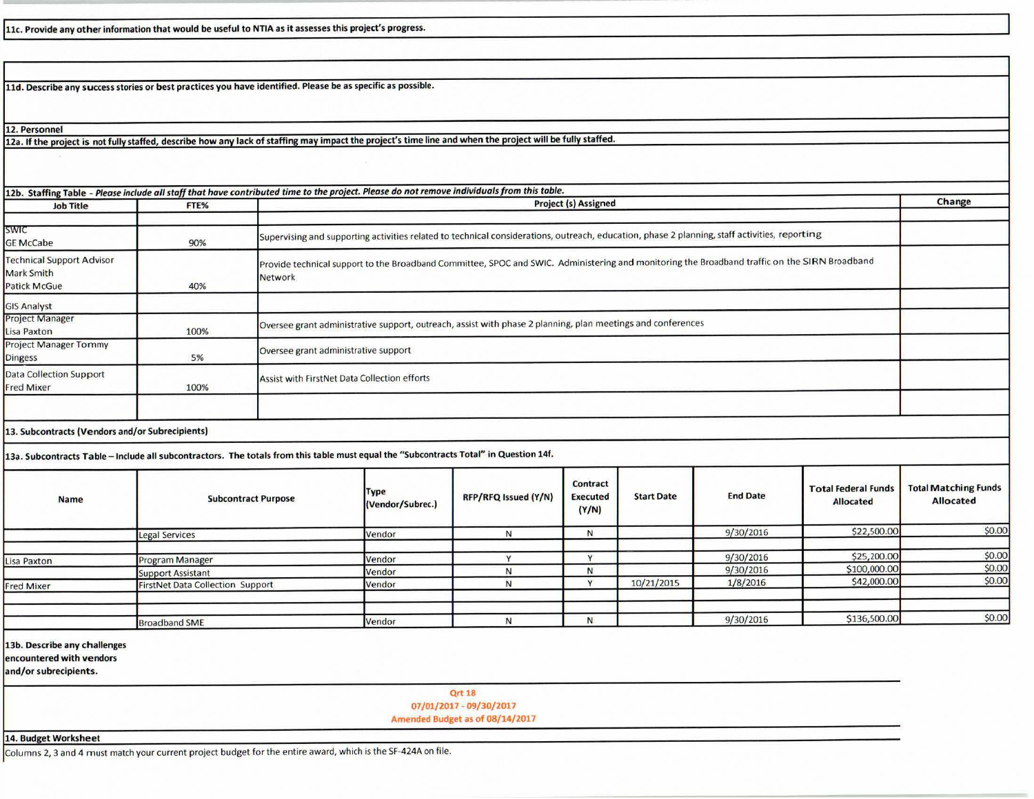11c. Provide any other information that would be useful to NTIA as it assesses this project's progress.

11d. Describe any success stories or best practices you have identified. Please be as specific as possible.

**12. Personnel**

**12a. If the project is not fully staffed, describe how any lack of staffing may impact the project's time line and when the project will be fully staffed.**

**12b. Staffing Table** - *Please include all staff that have contributed time to the project. Please do not remove individuals from this table.*

| Job Title | FTE% | Project (s) Assigned | Change |
|---|---|---|---|
| | | | |
| SWIC GE McCabe | 90% | Supervising and supporting activities related to technical considerations, outreach, education, phase 2 planning, staff activities, reporting | |
| Technical Support Advisor Mark Smith Patick McGue | 40% | Provide technical support to the Broadband Committee, SPOC and SWIC. Administering and monitoring the Broadband traffic on the SIRN Broadband Network | |
| GIS Analyst | | | |
| Project Manager Lisa Paxton | 100% | Oversee grant administrative support, outreach, assist with phase 2 planning, plan meetings and conferences | |
| Project Manager Tommy Dingess | 5% | Oversee grant administrative support | |
| Data Collection Support Fred Mixer | 100% | Assist with FirstNet Data Collection efforts | |
| | | | |

**13. Subcontracts (Vendors and/or Subrecipients)**

**13a. Subcontracts Table – Include all subcontractors. The totals from this table must equal the "Subcontracts Total" in Question 14f.**

| Name | Subcontract Purpose | Type (Vendor/Subrec.) | RFP/RFQ Issued (Y/N) | Contract Executed (Y/N) | Start Date | End Date | Total Federal Funds Allocated | Total Matching Funds Allocated |
|---|---|---|---|---|---|---|---|---|
| | Legal Services | Vendor | N | N | | 9/30/2016 | $22,500.00 | $0.00 |
| | | | | | | | | |
| Lisa Paxton | Program Manager | Vendor | Y | Y | | 9/30/2016 | $25,200.00 | $0.00 |
| | Support Assistant | Vendor | N | N | | 9/30/2016 | $100,000.00 | $0.00 |
| Fred Mixer | FirstNet Data Collection Support | Vendor | N | Y | 10/21/2015 | 1/8/2016 | $42,000.00 | $0.00 |
| | | | | | | | | |
| | | | | | | | | |
| | Broadband SME | Vendor | N | N | | 9/30/2016 | $136,500.00 | $0.00 |

**13b. Describe any challenges encountered with vendors and/or subrecipients.**

Qrt 18
07/01/2017 - 09/30/2017
Amended Budget as of 08/14/2017

**14. Budget Worksheet**

Columns 2, 3 and 4 must match your current project budget for the entire award, which is the SF-424A on file.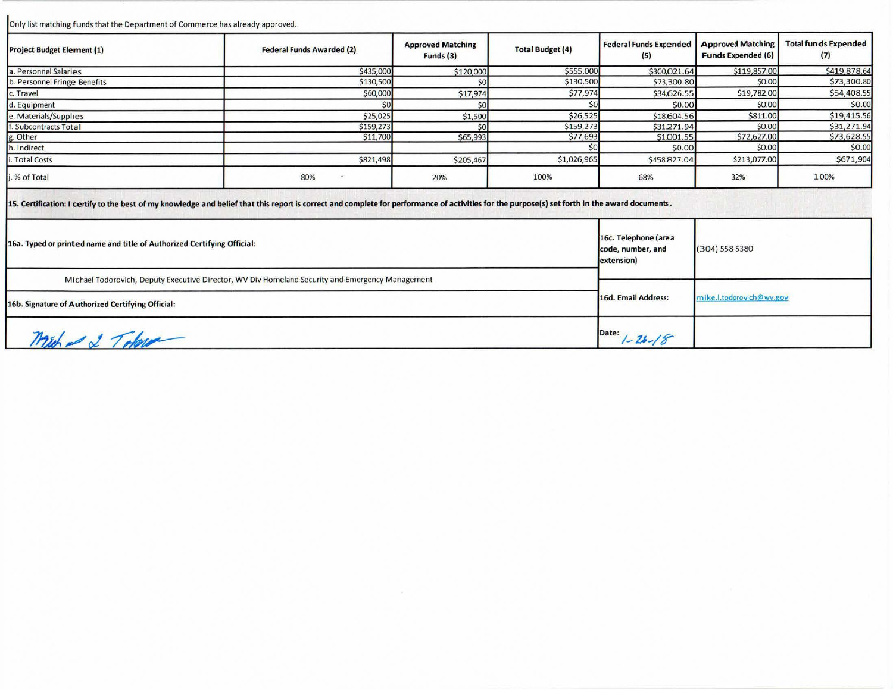Only list matching funds that the Department of Commerce has already approved.

| Project Budget Element (1) | Federal Funds Awarded (2) | Approved Matching Funds (3) | Total Budget (4) | Federal Funds Expended (5) | Approved Matching Funds Expended (6) | Total funds Expended (7) |
|---|---|---|---|---|---|---|
| a. Personnel Salaries | $435,000 | $120,000 | $555,000 | $300,021.64 | $119,857.00 | $419,878.64 |
| b. Personnel Fringe Benefits | $130,500 | $0 | $130,500 | $73,300.80 | $0.00 | $73,300.80 |
| c. Travel | $60,000 | $17,974 | $77,974 | $34,626.55 | $19,782.00 | $54,408.55 |
| d. Equipment | $0 | $0 | $0 | $0.00 | $0.00 | $0.00 |
| e. Materials/Supplies | $25,025 | $1,500 | $26,525 | $18,604.56 | $811.00 | $19,415.56 |
| f. Subcontracts Total | $159,273 | $0 | $159,273 | $31,271.94 | $0.00 | $31,271.94 |
| g. Other | $11,700 | $65,993 | $77,693 | $1,001.55 | $72,627.00 | $73,628.55 |
| h. Indirect | | | $0 | $0.00 | $0.00 | $0.00 |
| i. Total Costs | $821,498 | $205,467 | $1,026,965 | $458,827.04 | $213,077.00 | $671,904 |
| j. % of Total | 80% | 20% | 100% | 68% | 32% | 100% |

**15. Certification: I certify to the best of my knowledge and belief that this report is correct and complete for performance of activities for the purpose(s) set forth in the award documents.**

| | | |
|---|---|---|
| **16a. Typed or printed name and title of Authorized Certifying Official:** | **16c. Telephone (area code, number, and extension)** | (304) 558-5380 |
| Michael Todorovich, Deputy Executive Director, WV Div Homeland Security and Emergency Management | | |
| **16b. Signature of Authorized Certifying Official:** | **16d. Email Address:** | mike.l.todorovich@wv.gov |
| Michael L Todorovich | Date: 1-26-18 | |